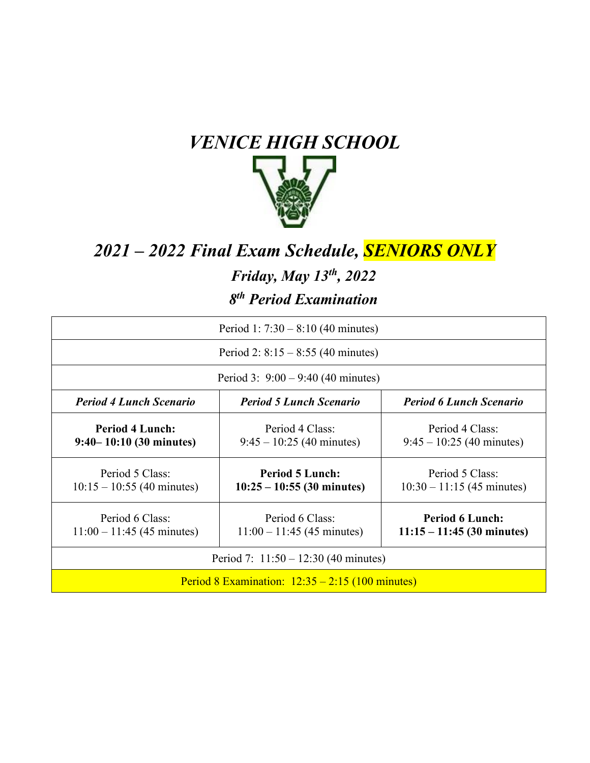# *VENICE HIGH SCHOOL*

## *2021 – 2022 Final Exam Schedule, SENIORS ONLY*

### *Friday, May 13th, 2022*

### *8th Period Examination*

| Period 1: 7:30 – 8:10 (40 minutes) | | |
|---|---|---|
| Period 2: 8:15 – 8:55 (40 minutes) | | |
| Period 3: 9:00 – 9:40 (40 minutes) | | |
| ***Period 4 Lunch Scenario*** | ***Period 5 Lunch Scenario*** | ***Period 6 Lunch Scenario*** |
| **Period 4 Lunch: 9:40– 10:10 (30 minutes)** | Period 4 Class: 9:45 – 10:25 (40 minutes) | Period 4 Class: 9:45 – 10:25 (40 minutes) |
| Period 5 Class: 10:15 – 10:55 (40 minutes) | **Period 5 Lunch: 10:25 – 10:55 (30 minutes)** | Period 5 Class: 10:30 – 11:15 (45 minutes) |
| Period 6 Class: 11:00 – 11:45 (45 minutes) | Period 6 Class: 11:00 – 11:45 (45 minutes) | **Period 6 Lunch: 11:15 – 11:45 (30 minutes)** |
| Period 7: 11:50 – 12:30 (40 minutes) | | |
| Period 8 Examination: 12:35 – 2:15 (100 minutes) | | |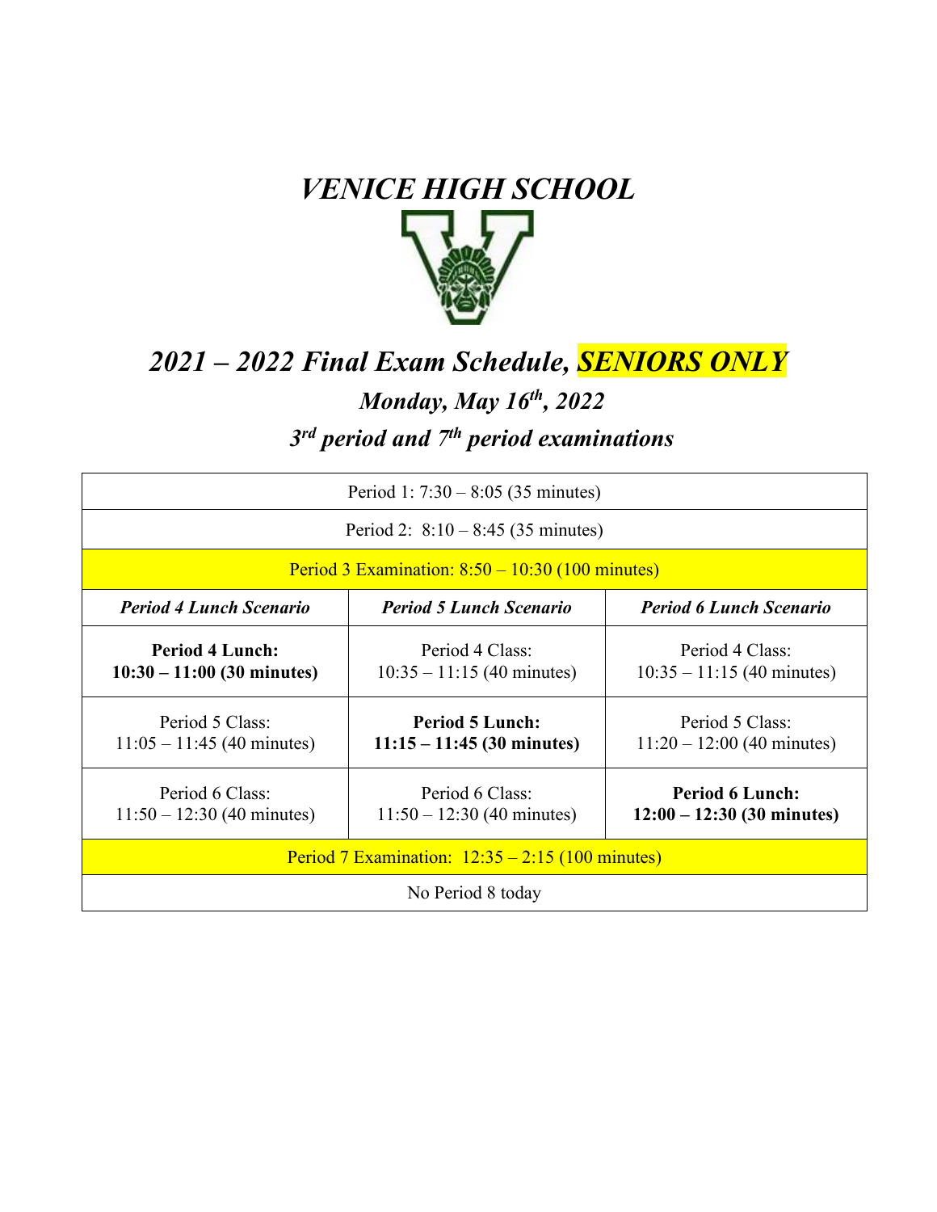# *VENICE HIGH SCHOOL*

## *2021 – 2022 Final Exam Schedule, SENIORS ONLY*

### *Monday, May 16th, 2022*

### *3rd period and 7th period examinations*

| | | |
|---|---|---|
| Period 1: 7:30 – 8:05 (35 minutes) | | |
| Period 2: 8:10 – 8:45 (35 minutes) | | |
| Period 3 Examination: 8:50 – 10:30 (100 minutes) | | |
| ***Period 4 Lunch Scenario*** | ***Period 5 Lunch Scenario*** | ***Period 6 Lunch Scenario*** |
| **Period 4 Lunch: 10:30 – 11:00 (30 minutes)** | Period 4 Class: 10:35 – 11:15 (40 minutes) | Period 4 Class: 10:35 – 11:15 (40 minutes) |
| Period 5 Class: 11:05 – 11:45 (40 minutes) | **Period 5 Lunch: 11:15 – 11:45 (30 minutes)** | Period 5 Class: 11:20 – 12:00 (40 minutes) |
| Period 6 Class: 11:50 – 12:30 (40 minutes) | Period 6 Class: 11:50 – 12:30 (40 minutes) | **Period 6 Lunch: 12:00 – 12:30 (30 minutes)** |
| Period 7 Examination: 12:35 – 2:15 (100 minutes) | | |
| No Period 8 today | | |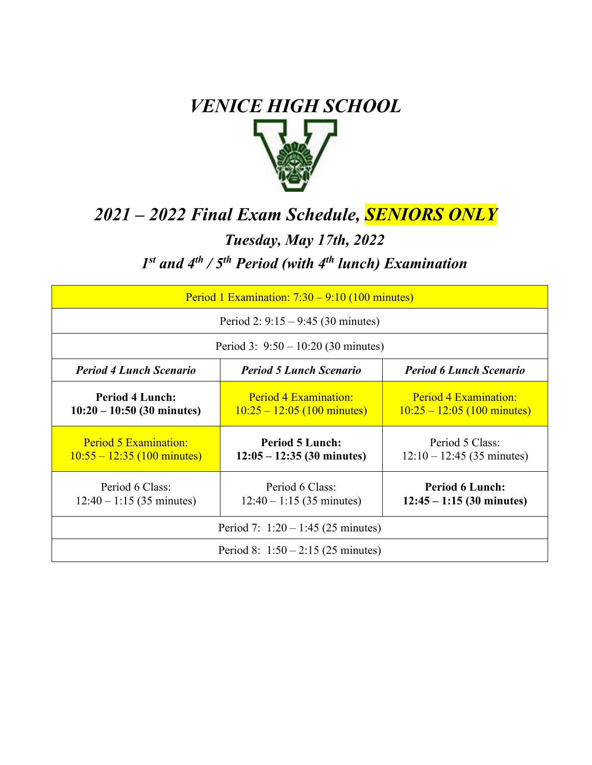# *VENICE HIGH SCHOOL*

## *2021 – 2022 Final Exam Schedule, SENIORS ONLY*

### *Tuesday, May 17th, 2022*

### *1st and 4th / 5th Period (with 4th lunch) Examination*

| Period 1 Examination: 7:30 – 9:10 (100 minutes) | | |
|---|---|---|
| Period 2: 9:15 – 9:45 (30 minutes) | | |
| Period 3: 9:50 – 10:20 (30 minutes) | | |
| ***Period 4 Lunch Scenario*** | ***Period 5 Lunch Scenario*** | ***Period 6 Lunch Scenario*** |
| **Period 4 Lunch: 10:20 – 10:50 (30 minutes)** | Period 4 Examination: 10:25 – 12:05 (100 minutes) | Period 4 Examination: 10:25 – 12:05 (100 minutes) |
| Period 5 Examination: 10:55 – 12:35 (100 minutes) | **Period 5 Lunch: 12:05 – 12:35 (30 minutes)** | Period 5 Class: 12:10 – 12:45 (35 minutes) |
| Period 6 Class: 12:40 – 1:15 (35 minutes) | Period 6 Class: 12:40 – 1:15 (35 minutes) | **Period 6 Lunch: 12:45 – 1:15 (30 minutes)** |
| Period 7: 1:20 – 1:45 (25 minutes) | | |
| Period 8: 1:50 – 2:15 (25 minutes) | | |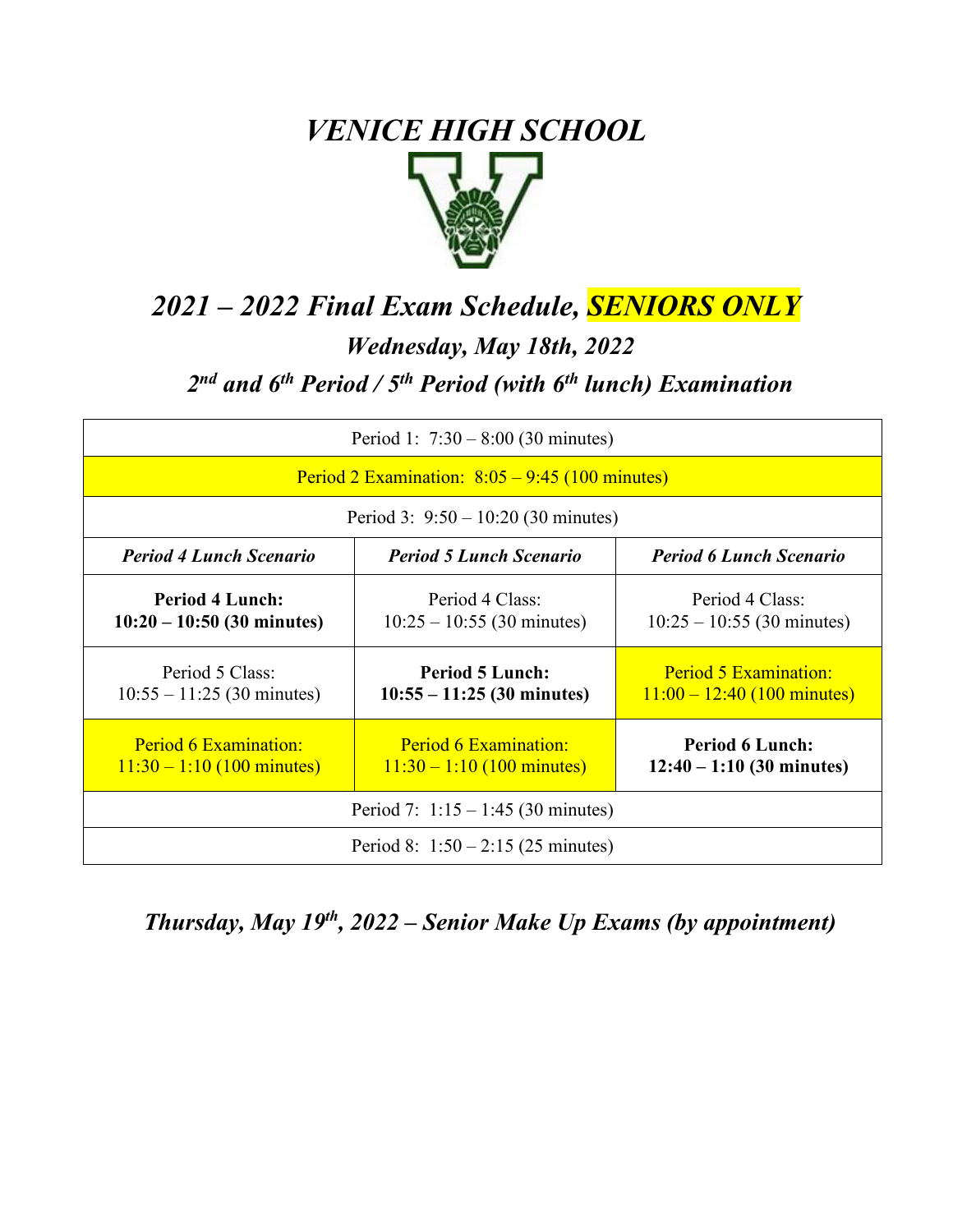# *VENICE HIGH SCHOOL*

## *2021 – 2022 Final Exam Schedule, SENIORS ONLY*

### *Wednesday, May 18th, 2022*

### *2nd and 6th Period / 5th Period (with 6th lunch) Examination*

| Period 1: 7:30 – 8:00 (30 minutes) | | |
|---|---|---|
| Period 2 Examination: 8:05 – 9:45 (100 minutes) | | |
| Period 3: 9:50 – 10:20 (30 minutes) | | |
| ***Period 4 Lunch Scenario*** | ***Period 5 Lunch Scenario*** | ***Period 6 Lunch Scenario*** |
| **Period 4 Lunch: 10:20 – 10:50 (30 minutes)** | Period 4 Class: 10:25 – 10:55 (30 minutes) | Period 4 Class: 10:25 – 10:55 (30 minutes) |
| Period 5 Class: 10:55 – 11:25 (30 minutes) | **Period 5 Lunch: 10:55 – 11:25 (30 minutes)** | Period 5 Examination: 11:00 – 12:40 (100 minutes) |
| Period 6 Examination: 11:30 – 1:10 (100 minutes) | Period 6 Examination: 11:30 – 1:10 (100 minutes) | **Period 6 Lunch: 12:40 – 1:10 (30 minutes)** |
| Period 7: 1:15 – 1:45 (30 minutes) | | |
| Period 8: 1:50 – 2:15 (25 minutes) | | |

### *Thursday, May 19th, 2022 – Senior Make Up Exams (by appointment)*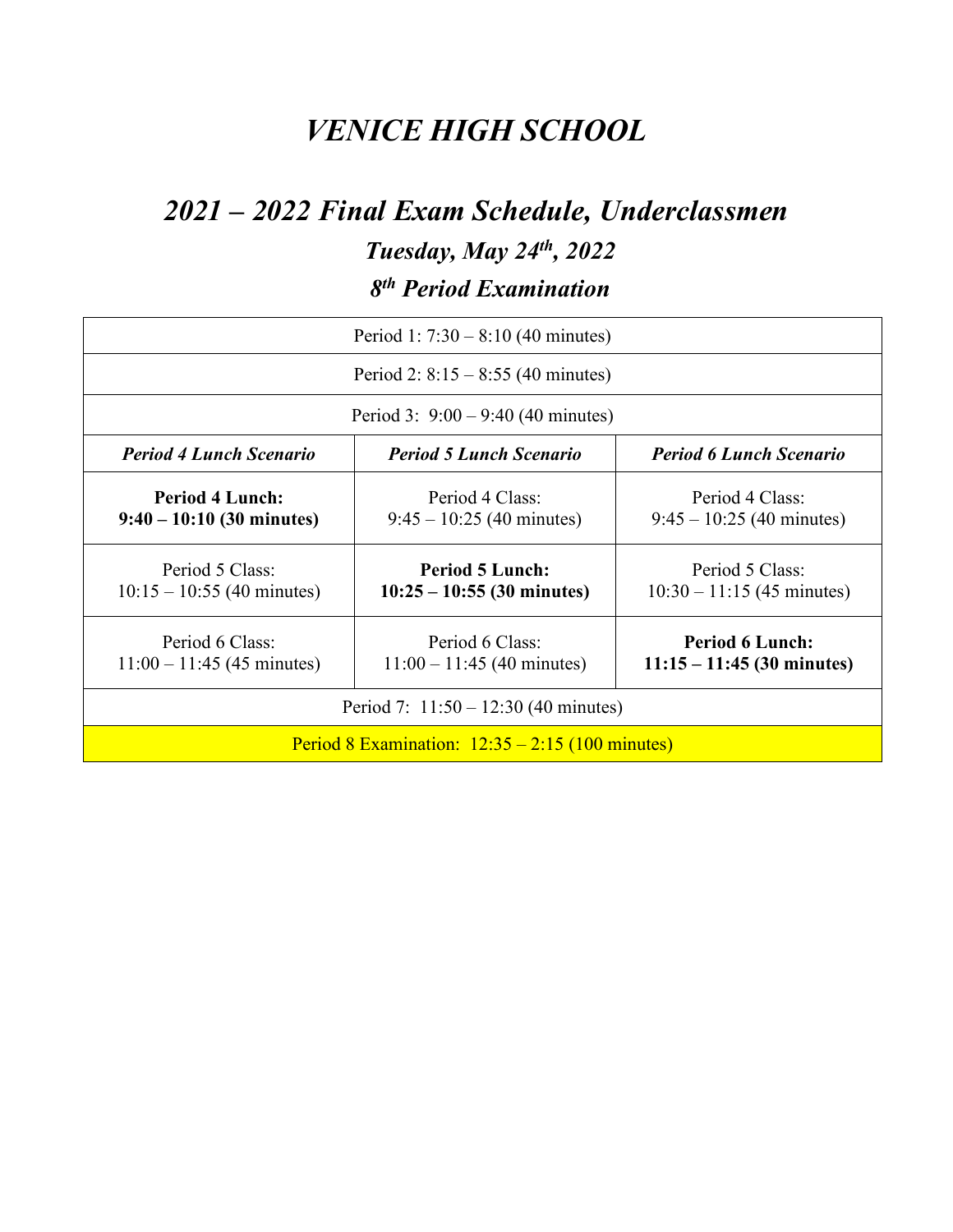# *VENICE HIGH SCHOOL*

## *2021 – 2022 Final Exam Schedule, Underclassmen*

### *Tuesday, May 24th, 2022*

### *8th Period Examination*

| Period 1: 7:30 – 8:10 (40 minutes) | | |
|---|---|---|
| Period 2: 8:15 – 8:55 (40 minutes) | | |
| Period 3: 9:00 – 9:40 (40 minutes) | | |
| ***Period 4 Lunch Scenario*** | ***Period 5 Lunch Scenario*** | ***Period 6 Lunch Scenario*** |
| **Period 4 Lunch: 9:40 – 10:10 (30 minutes)** | Period 4 Class: 9:45 – 10:25 (40 minutes) | Period 4 Class: 9:45 – 10:25 (40 minutes) |
| Period 5 Class: 10:15 – 10:55 (40 minutes) | **Period 5 Lunch: 10:25 – 10:55 (30 minutes)** | Period 5 Class: 10:30 – 11:15 (45 minutes) |
| Period 6 Class: 11:00 – 11:45 (45 minutes) | Period 6 Class: 11:00 – 11:45 (40 minutes) | **Period 6 Lunch: 11:15 – 11:45 (30 minutes)** |
| Period 7: 11:50 – 12:30 (40 minutes) | | |
| Period 8 Examination: 12:35 – 2:15 (100 minutes) | | |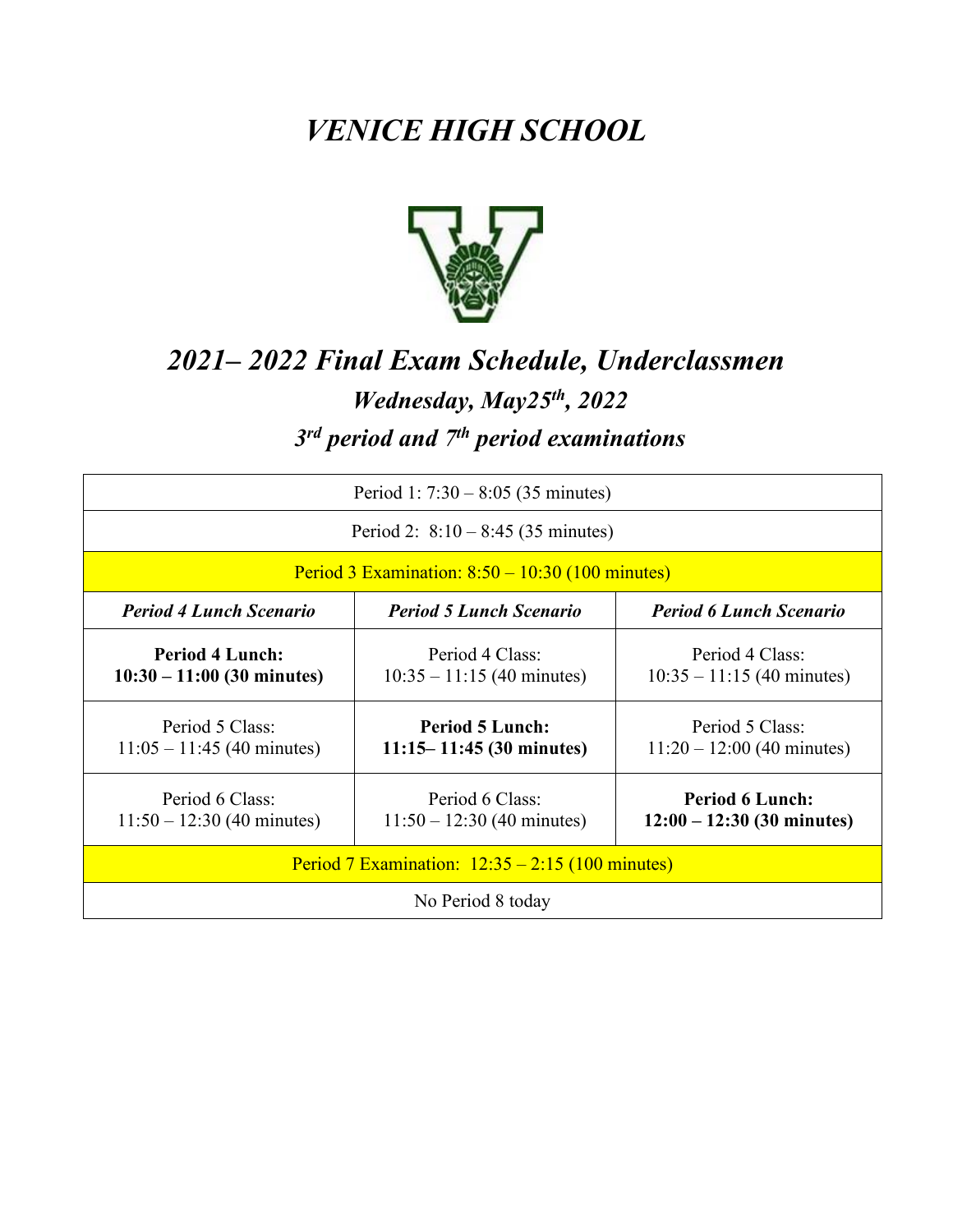# *VENICE HIGH SCHOOL*

## *2021– 2022 Final Exam Schedule, Underclassmen*

### *Wednesday, May25th, 2022*

### *3rd period and 7th period examinations*

| Period 1: 7:30 – 8:05 (35 minutes) | | |
|---|---|---|
| Period 2: 8:10 – 8:45 (35 minutes) | | |
| Period 3 Examination: 8:50 – 10:30 (100 minutes) | | |
| ***Period 4 Lunch Scenario*** | ***Period 5 Lunch Scenario*** | ***Period 6 Lunch Scenario*** |
| **Period 4 Lunch: 10:30 – 11:00 (30 minutes)** | Period 4 Class: 10:35 – 11:15 (40 minutes) | Period 4 Class: 10:35 – 11:15 (40 minutes) |
| Period 5 Class: 11:05 – 11:45 (40 minutes) | **Period 5 Lunch: 11:15– 11:45 (30 minutes)** | Period 5 Class: 11:20 – 12:00 (40 minutes) |
| Period 6 Class: 11:50 – 12:30 (40 minutes) | Period 6 Class: 11:50 – 12:30 (40 minutes) | **Period 6 Lunch: 12:00 – 12:30 (30 minutes)** |
| Period 7 Examination: 12:35 – 2:15 (100 minutes) | | |
| No Period 8 today | | |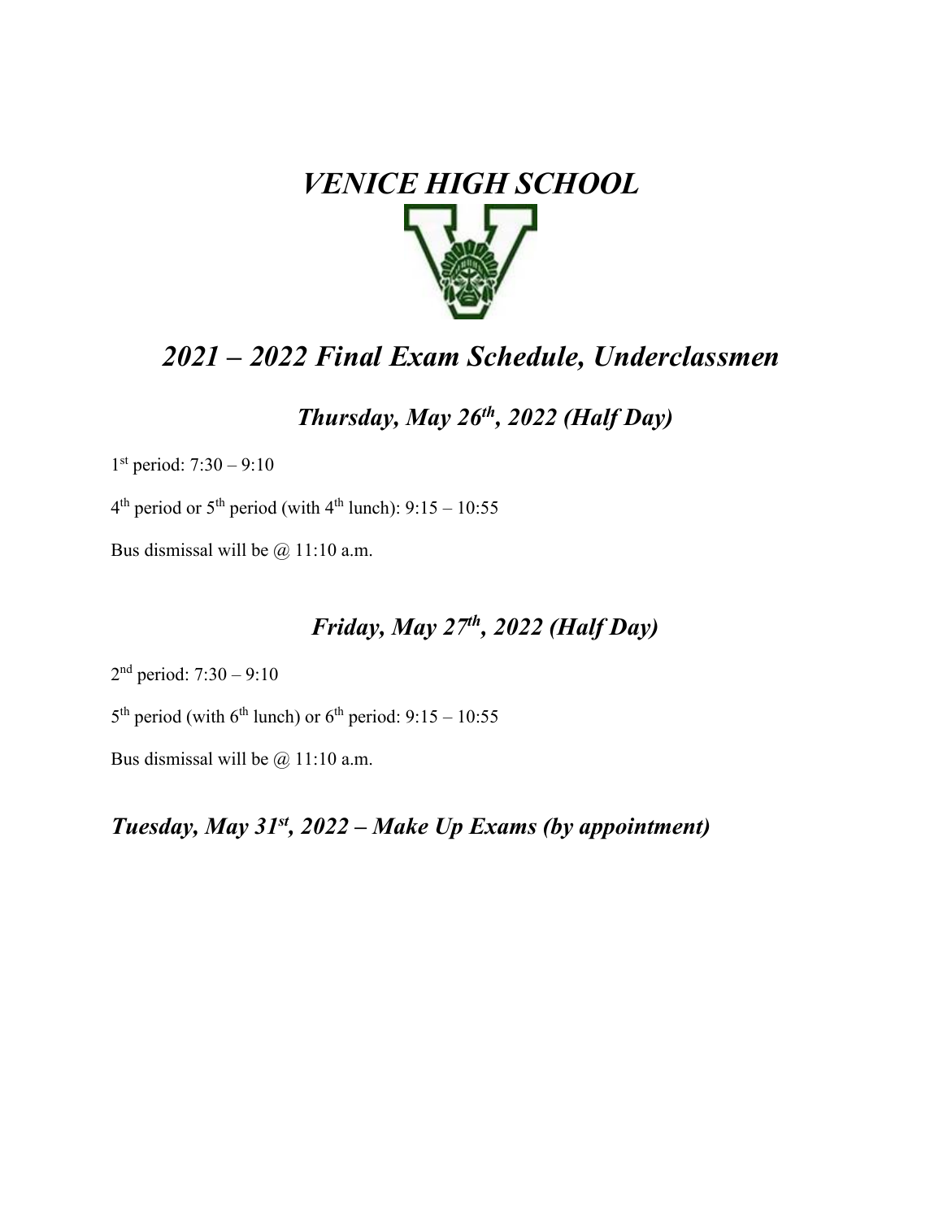# *VENICE HIGH SCHOOL*

## *2021 – 2022 Final Exam Schedule, Underclassmen*

### *Thursday, May 26th, 2022 (Half Day)*

1st period: 7:30 – 9:10

4th period or 5th period (with 4th lunch): 9:15 – 10:55

Bus dismissal will be @ 11:10 a.m.

### *Friday, May 27th, 2022 (Half Day)*

2nd period: 7:30 – 9:10

5th period (with 6th lunch) or 6th period: 9:15 – 10:55

Bus dismissal will be @ 11:10 a.m.

### *Tuesday, May 31st, 2022 – Make Up Exams (by appointment)*